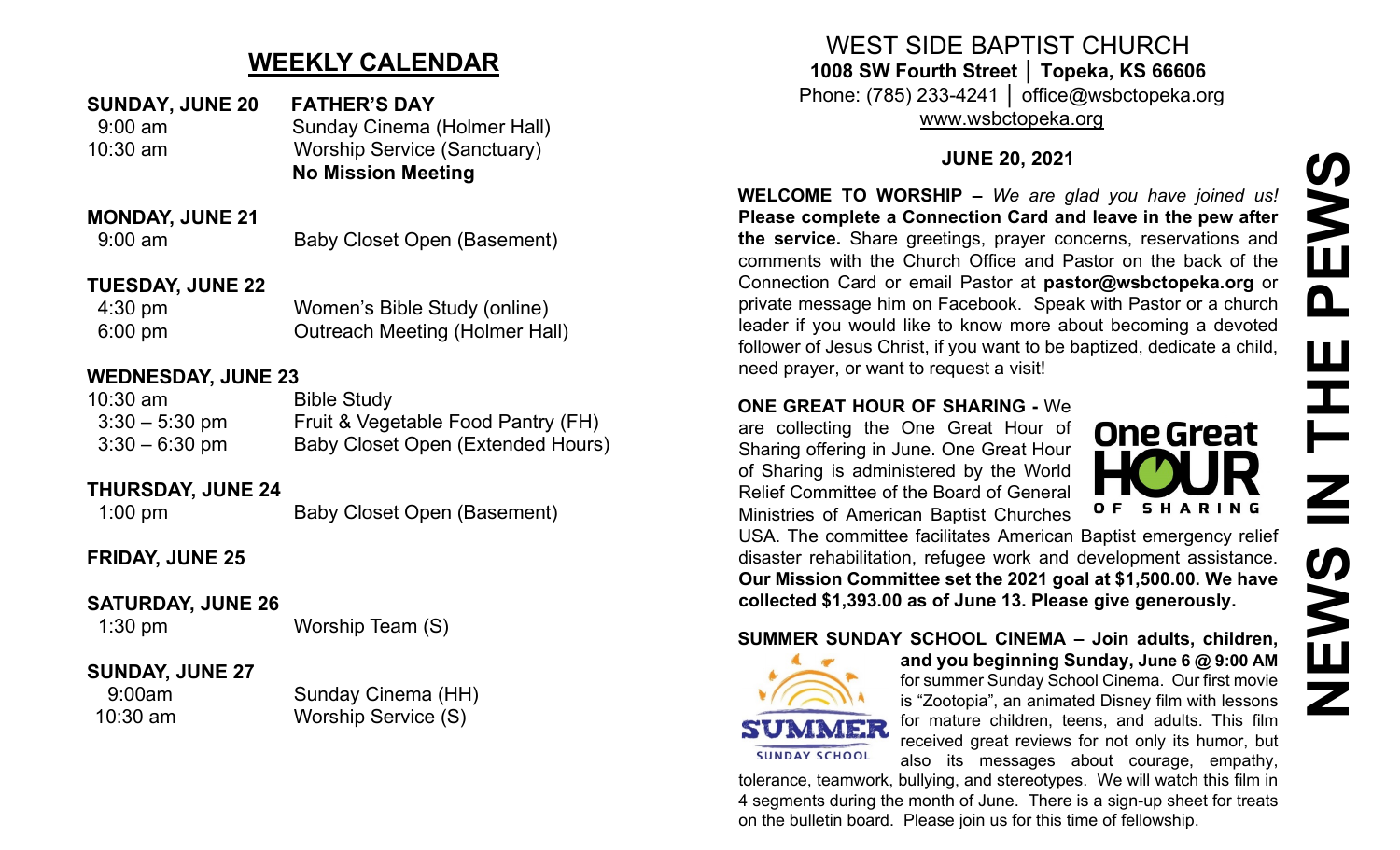## WEEKLY CALENDAR

**SUNDAY, JUNE 20 FATHER'S DAY**

| | |
|---|---|
| 9:00 am | Sunday Cinema (Holmer Hall) |
| 10:30 am | Worship Service (Sanctuary) |
| | **No Mission Meeting** |

**MONDAY, JUNE 21**

| | |
|---|---|
| 9:00 am | Baby Closet Open (Basement) |

**TUESDAY, JUNE 22**

| | |
|---|---|
| 4:30 pm | Women's Bible Study (online) |
| 6:00 pm | Outreach Meeting (Holmer Hall) |

**WEDNESDAY, JUNE 23**

| | |
|---|---|
| 10:30 am | Bible Study |
| 3:30 – 5:30 pm | Fruit & Vegetable Food Pantry (FH) |
| 3:30 – 6:30 pm | Baby Closet Open (Extended Hours) |

**THURSDAY, JUNE 24**

| | |
|---|---|
| 1:00 pm | Baby Closet Open (Basement) |

**FRIDAY, JUNE 25**

**SATURDAY, JUNE 26**

| | |
|---|---|
| 1:30 pm | Worship Team (S) |

**SUNDAY, JUNE 27**

| | |
|---|---|
| 9:00am | Sunday Cinema (HH) |
| 10:30 am | Worship Service (S) |

# WEST SIDE BAPTIST CHURCH

**1008 SW Fourth Street │ Topeka, KS 66606**

Phone: (785) 233-4241 │ office@wsbctopeka.org

www.wsbctopeka.org

**JUNE 20, 2021**

**WELCOME TO WORSHIP –** *We are glad you have joined us!* **Please complete a Connection Card and leave in the pew after the service.** Share greetings, prayer concerns, reservations and comments with the Church Office and Pastor on the back of the Connection Card or email Pastor at **pastor@wsbctopeka.org** or private message him on Facebook. Speak with Pastor or a church leader if you would like to know more about becoming a devoted follower of Jesus Christ, if you want to be baptized, dedicate a child, need prayer, or want to request a visit!

**ONE GREAT HOUR OF SHARING -** We are collecting the One Great Hour of Sharing offering in June. One Great Hour of Sharing is administered by the World Relief Committee of the Board of General Ministries of American Baptist Churches USA. The committee facilitates American Baptist emergency relief disaster rehabilitation, refugee work and development assistance. **Our Mission Committee set the 2021 goal at $1,500.00. We have collected $1,393.00 as of June 13. Please give generously.**

**SUMMER SUNDAY SCHOOL CINEMA – Join adults, children, and you beginning Sunday, June 6 @ 9:00 AM** for summer Sunday School Cinema. Our first movie is "Zootopia", an animated Disney film with lessons for mature children, teens, and adults. This film received great reviews for not only its humor, but also its messages about courage, empathy, tolerance, teamwork, bullying, and stereotypes. We will watch this film in 4 segments during the month of June. There is a sign-up sheet for treats on the bulletin board. Please join us for this time of fellowship.

# NEWS IN THE PEWS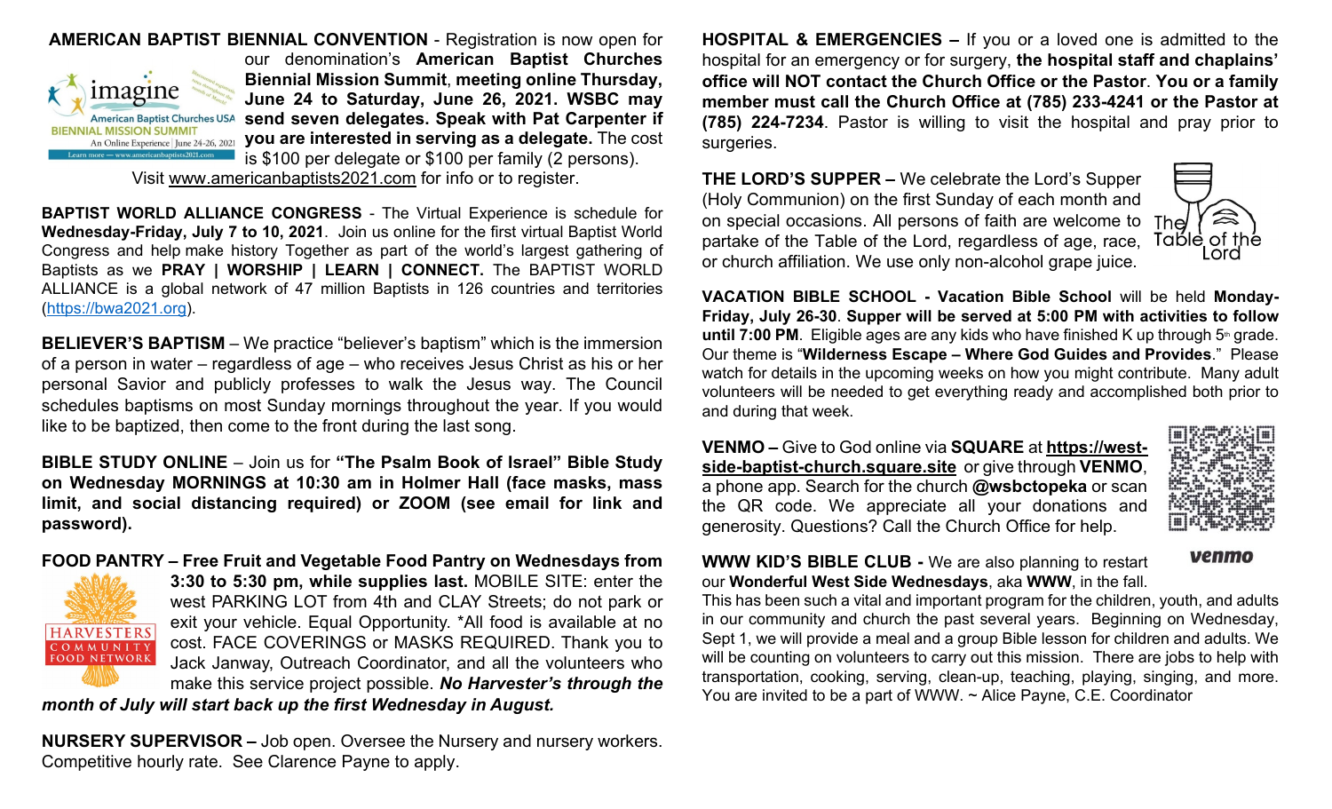**AMERICAN BAPTIST BIENNIAL CONVENTION** - Registration is now open for our denomination's **American Baptist Churches Biennial Mission Summit**, **meeting online Thursday, June 24 to Saturday, June 26, 2021. WSBC may send seven delegates. Speak with Pat Carpenter if you are interested in serving as a delegate.** The cost is $100 per delegate or $100 per family (2 persons). Visit www.americanbaptists2021.com for info or to register.

**BAPTIST WORLD ALLIANCE CONGRESS** - The Virtual Experience is schedule for **Wednesday-Friday, July 7 to 10, 2021**. Join us online for the first virtual Baptist World Congress and help make history Together as part of the world's largest gathering of Baptists as we **PRAY | WORSHIP | LEARN | CONNECT.** The BAPTIST WORLD ALLIANCE is a global network of 47 million Baptists in 126 countries and territories (https://bwa2021.org).

**BELIEVER'S BAPTISM** – We practice "believer's baptism" which is the immersion of a person in water – regardless of age – who receives Jesus Christ as his or her personal Savior and publicly professes to walk the Jesus way. The Council schedules baptisms on most Sunday mornings throughout the year. If you would like to be baptized, then come to the front during the last song.

**BIBLE STUDY ONLINE** – Join us for **"The Psalm Book of Israel" Bible Study on Wednesday MORNINGS at 10:30 am in Holmer Hall (face masks, mass limit, and social distancing required) or ZOOM (see email for link and password).**

**FOOD PANTRY – Free Fruit and Vegetable Food Pantry on Wednesdays from 3:30 to 5:30 pm, while supplies last.** MOBILE SITE: enter the west PARKING LOT from 4th and CLAY Streets; do not park or exit your vehicle. Equal Opportunity. *All food is available at no cost. FACE COVERINGS or MASKS REQUIRED. Thank you to Jack Janway, Outreach Coordinator, and all the volunteers who make this service project possible. ***No Harvester's through the month of July will start back up the first Wednesday in August.***

**NURSERY SUPERVISOR –** Job open. Oversee the Nursery and nursery workers. Competitive hourly rate. See Clarence Payne to apply.

**HOSPITAL & EMERGENCIES –** If you or a loved one is admitted to the hospital for an emergency or for surgery, **the hospital staff and chaplains' office will NOT contact the Church Office or the Pastor**. **You or a family member must call the Church Office at (785) 233-4241 or the Pastor at (785) 224-7234**. Pastor is willing to visit the hospital and pray prior to surgeries.

**THE LORD'S SUPPER –** We celebrate the Lord's Supper (Holy Communion) on the first Sunday of each month and on special occasions. All persons of faith are welcome to partake of the Table of the Lord, regardless of age, race, or church affiliation. We use only non-alcohol grape juice.

**VACATION BIBLE SCHOOL - Vacation Bible School** will be held **Monday-Friday, July 26-30**. **Supper will be served at 5:00 PM with activities to follow until 7:00 PM**. Eligible ages are any kids who have finished K up through 5th grade. Our theme is "**Wilderness Escape – Where God Guides and Provides**." Please watch for details in the upcoming weeks on how you might contribute. Many adult volunteers will be needed to get everything ready and accomplished both prior to and during that week.

**VENMO –** Give to God online via **SQUARE** at **https://west-side-baptist-church.square.site** or give through **VENMO**, a phone app. Search for the church **@wsbctopeka** or scan the QR code. We appreciate all your donations and generosity. Questions? Call the Church Office for help.

**WWW KID'S BIBLE CLUB -** We are also planning to restart our **Wonderful West Side Wednesdays**, aka **WWW**, in the fall. This has been such a vital and important program for the children, youth, and adults in our community and church the past several years. Beginning on Wednesday, Sept 1, we will provide a meal and a group Bible lesson for children and adults. We will be counting on volunteers to carry out this mission. There are jobs to help with transportation, cooking, serving, clean-up, teaching, playing, singing, and more. You are invited to be a part of WWW. ~ Alice Payne, C.E. Coordinator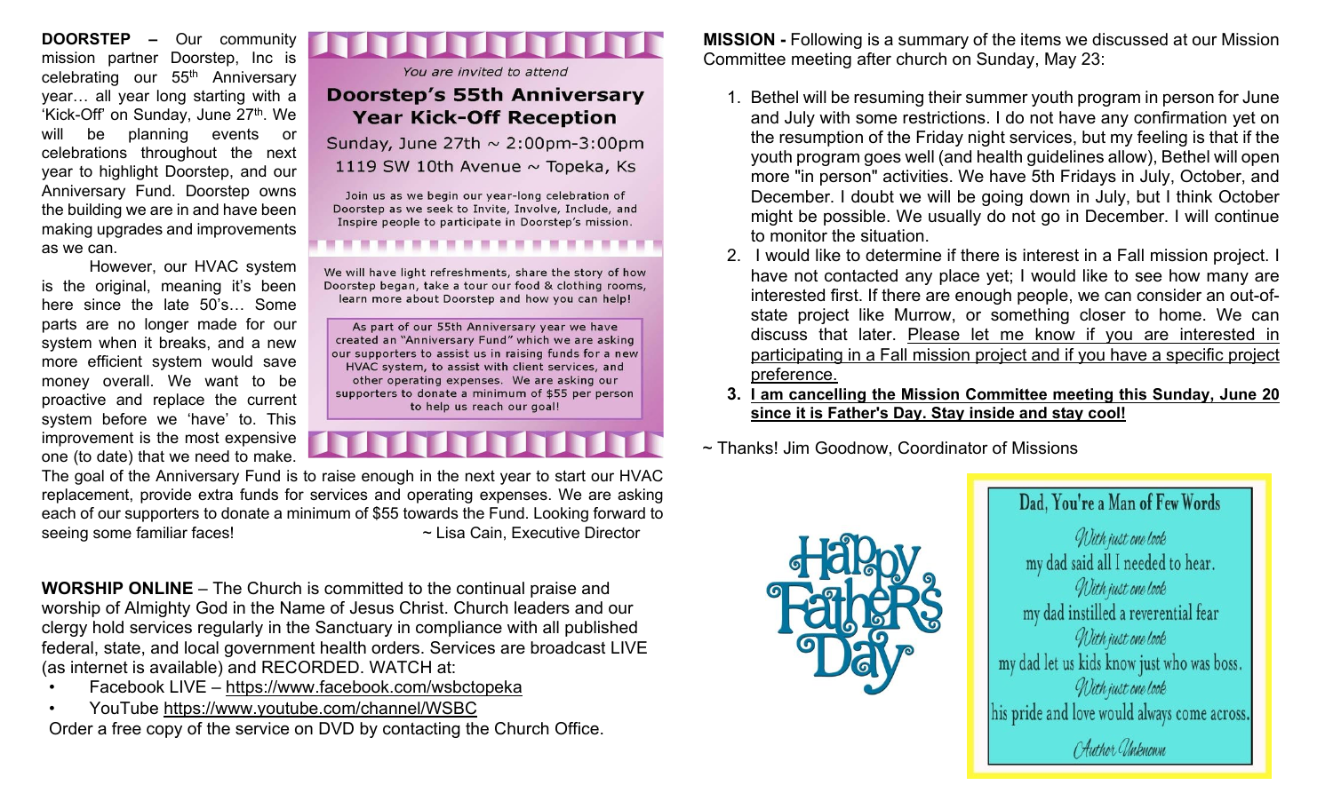**DOORSTEP** – Our community mission partner Doorstep, Inc is celebrating our 55th Anniversary year… all year long starting with a 'Kick-Off' on Sunday, June 27th. We will be planning events or celebrations throughout the next year to highlight Doorstep, and our Anniversary Fund. Doorstep owns the building we are in and have been making upgrades and improvements as we can.

However, our HVAC system is the original, meaning it's been here since the late 50's… Some parts are no longer made for our system when it breaks, and a new more efficient system would save money overall. We want to be proactive and replace the current system before we 'have' to. This improvement is the most expensive one (to date) that we need to make. The goal of the Anniversary Fund is to raise enough in the next year to start our HVAC replacement, provide extra funds for services and operating expenses. We are asking each of our supporters to donate a minimum of $55 towards the Fund. Looking forward to seeing some familiar faces!

~ Lisa Cain, Executive Director

*You are invited to attend*

**Doorstep's 55th Anniversary Year Kick-Off Reception**

Sunday, June 27th ~ 2:00pm-3:00pm
1119 SW 10th Avenue ~ Topeka, Ks

Join us as we begin our year-long celebration of Doorstep as we seek to Invite, Involve, Include, and Inspire people to participate in Doorstep's mission.

We will have light refreshments, share the story of how Doorstep began, take a tour our food & clothing rooms, learn more about Doorstep and how you can help!

As part of our 55th Anniversary year we have created an "Anniversary Fund" which we are asking our supporters to assist us in raising funds for a new HVAC system, to assist with client services, and other operating expenses. We are asking our supporters to donate a minimum of $55 per person to help us reach our goal!

**WORSHIP ONLINE** – The Church is committed to the continual praise and worship of Almighty God in the Name of Jesus Christ. Church leaders and our clergy hold services regularly in the Sanctuary in compliance with all published federal, state, and local government health orders. Services are broadcast LIVE (as internet is available) and RECORDED. WATCH at:

- Facebook LIVE – https://www.facebook.com/wsbctopeka
- YouTube https://www.youtube.com/channel/WSBC

Order a free copy of the service on DVD by contacting the Church Office.

**MISSION -** Following is a summary of the items we discussed at our Mission Committee meeting after church on Sunday, May 23:

1. Bethel will be resuming their summer youth program in person for June and July with some restrictions. I do not have any confirmation yet on the resumption of the Friday night services, but my feeling is that if the youth program goes well (and health guidelines allow), Bethel will open more "in person" activities. We have 5th Fridays in July, October, and December. I doubt we will be going down in July, but I think October might be possible. We usually do not go in December. I will continue to monitor the situation.
2. I would like to determine if there is interest in a Fall mission project. I have not contacted any place yet; I would like to see how many are interested first. If there are enough people, we can consider an out-of-state project like Murrow, or something closer to home. We can discuss that later. <u>Please let me know if you are interested in participating in a Fall mission project and if you have a specific project preference.</u>
3. **<u>I am cancelling the Mission Committee meeting this Sunday, June 20 since it is Father's Day. Stay inside and stay cool!</u>**

~ Thanks! Jim Goodnow, Coordinator of Missions

Happy Father's Day

**Dad, You're a Man of Few Words**

*With just one look*
my dad said all I needed to hear.
*With just one look*
my dad instilled a reverential fear
*With just one look*
my dad let us kids know just who was boss.
*With just one look*
his pride and love would always come across.

*Author Unknown*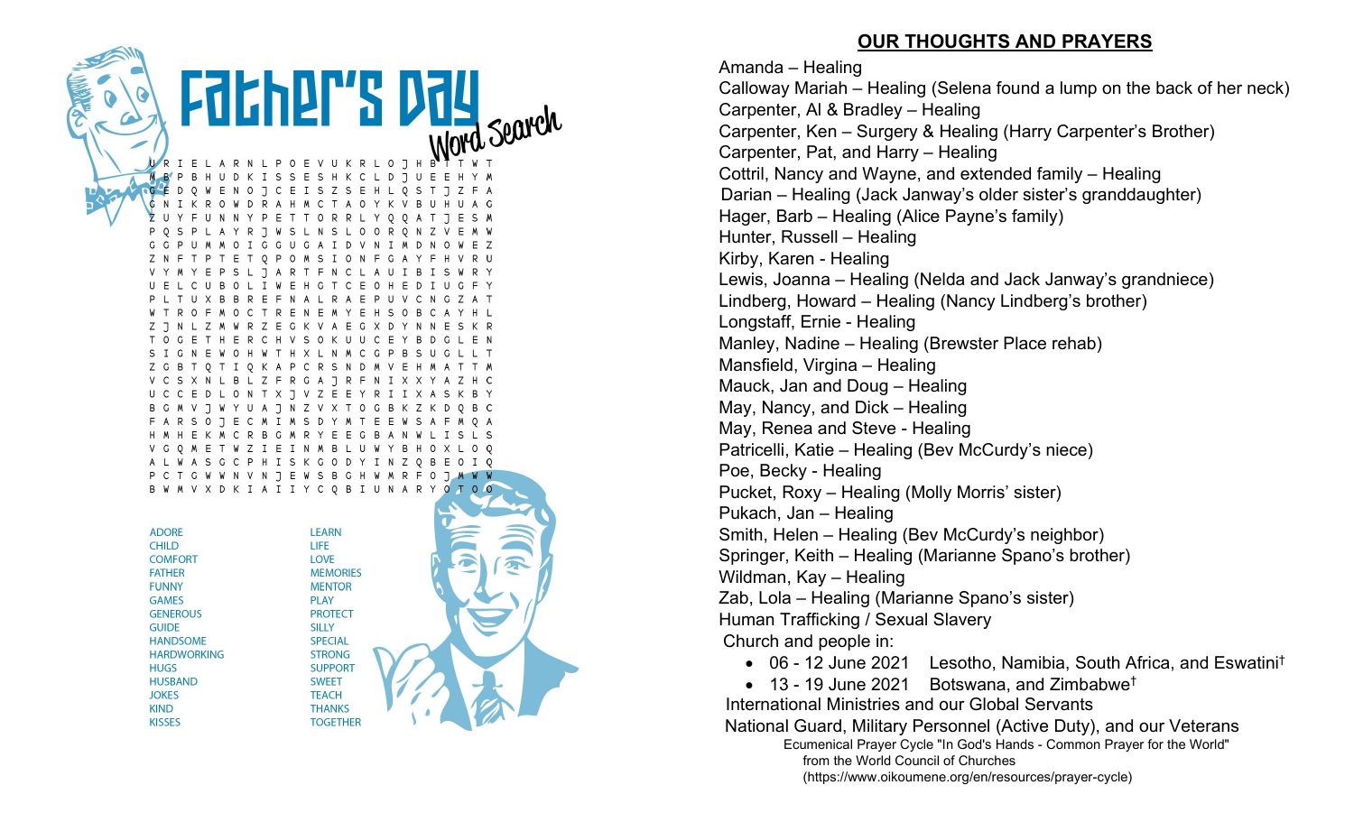# Father's Day Word Search

```
U R I E L A R N L P O E V U K R L O J H B T T W T
M B P B H U D K I S S E S H K C L D J U E E H Y M
G E D Q W E N O J C E I S Z S E H L Q S T J Z F A
G N I K R O W D R A H M C T A O Y K V B U H U A G
Z U Y F U N N Y P E T T O R R L Y Q Q A T J E S M
P Q S P L A Y R J W S L N S L O O R Q N Z V E M W
G G P U M M O I G G U G A I D V N I M D N O W E Z
Z N F T P T E T Q P O M S I O N F G A Y F H V R U
V Y M Y E P S L J A R T F N C L A U I B I S W R Y
U E L C U B O L I W E H G T C E O H E D I U G F Y
P L T U X B B R E F N A L R A E P U V C N G Z A T
W T R O F M O C T R E N E M Y E H S O B C A Y H L
Z J N L Z M W R Z E G K V A E G X D Y N N E S K R
T O G E T H E R C H V S O K U U C E Y B D G L E N
S I G N E W O H W T H X L N M C G P B S U G L L T
Z G B T Q T I Q K A P C R S N D M V E H M A T T M
V C S X N L B L Z F R G A J R F N I X X Y A Z H C
U C C E D L O N T X J V Z E E Y R I I X A S K B Y
B G M V J W Y U A J N Z V X T O G B K Z K D Q B C
F A R S O J E C M I M S D Y M T E E W S A F M Q A
H M H E K M C R B G M R Y E E G B A N W L I S L S
V G Q M E T W Z I E I N M B L U W Y B H O X L O Q
A L W A S G C P H I S K G O D Y I N Z Q B E O I Q
P C T G W W N V N J E W S B G H W M R F O J M W W
B W M V X D K I A I I Y C Q B I U N A R Y O T O O
```

ADORE
CHILD
COMFORT
FATHER
FUNNY
GAMES
GENEROUS
GUIDE
HANDSOME
HARDWORKING
HUGS
HUSBAND
JOKES
KIND
KISSES
LEARN
LIFE
LOVE
MEMORIES
MENTOR
PLAY
PROTECT
SILLY
SPECIAL
STRONG
SUPPORT
SWEET
TEACH
THANKS
TOGETHER

## OUR THOUGHTS AND PRAYERS

Amanda – Healing
Calloway Mariah – Healing (Selena found a lump on the back of her neck)
Carpenter, Al & Bradley – Healing
Carpenter, Ken – Surgery & Healing (Harry Carpenter's Brother)
Carpenter, Pat, and Harry – Healing
Cottril, Nancy and Wayne, and extended family – Healing
Darian – Healing (Jack Janway's older sister's granddaughter)
Hager, Barb – Healing (Alice Payne's family)
Hunter, Russell – Healing
Kirby, Karen - Healing
Lewis, Joanna – Healing (Nelda and Jack Janway's grandniece)
Lindberg, Howard – Healing (Nancy Lindberg's brother)
Longstaff, Ernie - Healing
Manley, Nadine – Healing (Brewster Place rehab)
Mansfield, Virgina – Healing
Mauck, Jan and Doug – Healing
May, Nancy, and Dick – Healing
May, Renea and Steve - Healing
Patricelli, Katie – Healing (Bev McCurdy's niece)
Poe, Becky - Healing
Pucket, Roxy – Healing (Molly Morris' sister)
Pukach, Jan – Healing
Smith, Helen – Healing (Bev McCurdy's neighbor)
Springer, Keith – Healing (Marianne Spano's brother)
Wildman, Kay – Healing
Zab, Lola – Healing (Marianne Spano's sister)
Human Trafficking / Sexual Slavery
Church and people in:

- 06 - 12 June 2021 Lesotho, Namibia, South Africa, and Eswatini†
- 13 - 19 June 2021 Botswana, and Zimbabwe†

International Ministries and our Global Servants
National Guard, Military Personnel (Active Duty), and our Veterans

Ecumenical Prayer Cycle "In God's Hands - Common Prayer for the World" from the World Council of Churches (https://www.oikoumene.org/en/resources/prayer-cycle)